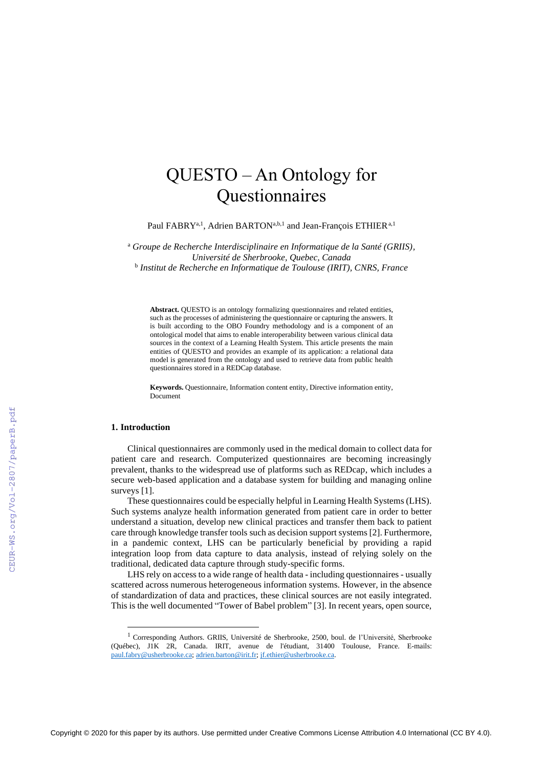# QUESTO – An Ontology for Questionnaires

Paul FABRY[a,1], Adrien BARTON[a,b,1] and Jean-François ETHIER[a,1]

[a] *Groupe de Recherche Interdisciplinaire en Informatique de la Santé (GRIIS), Université de Sherbrooke, Quebec, Canada*
[b] *Institut de Recherche en Informatique de Toulouse (IRIT), CNRS, France*

**Abstract.** QUESTO is an ontology formalizing questionnaires and related entities, such as the processes of administering the questionnaire or capturing the answers. It is built according to the OBO Foundry methodology and is a component of an ontological model that aims to enable interoperability between various clinical data sources in the context of a Learning Health System. This article presents the main entities of QUESTO and provides an example of its application: a relational data model is generated from the ontology and used to retrieve data from public health questionnaires stored in a REDCap database.

**Keywords.** Questionnaire, Information content entity, Directive information entity, Document

## 1. Introduction

Clinical questionnaires are commonly used in the medical domain to collect data for patient care and research. Computerized questionnaires are becoming increasingly prevalent, thanks to the widespread use of platforms such as REDcap, which includes a secure web-based application and a database system for building and managing online surveys [1].

These questionnaires could be especially helpful in Learning Health Systems (LHS). Such systems analyze health information generated from patient care in order to better understand a situation, develop new clinical practices and transfer them back to patient care through knowledge transfer tools such as decision support systems [2]. Furthermore, in a pandemic context, LHS can be particularly beneficial by providing a rapid integration loop from data capture to data analysis, instead of relying solely on the traditional, dedicated data capture through study-specific forms.

LHS rely on access to a wide range of health data - including questionnaires - usually scattered across numerous heterogeneous information systems. However, in the absence of standardization of data and practices, these clinical sources are not easily integrated. This is the well documented "Tower of Babel problem" [3]. In recent years, open source,

[1] Corresponding Authors. GRIIS, Université de Sherbrooke, 2500, boul. de l'Université, Sherbrooke (Québec), J1K 2R, Canada. IRIT, avenue de l'étudiant, 31400 Toulouse, France. E-mails: paul.fabry@usherbrooke.ca; adrien.barton@irit.fr; jf.ethier@usherbrooke.ca.

Copyright © 2020 for this paper by its authors. Use permitted under Creative Commons License Attribution 4.0 International (CC BY 4.0).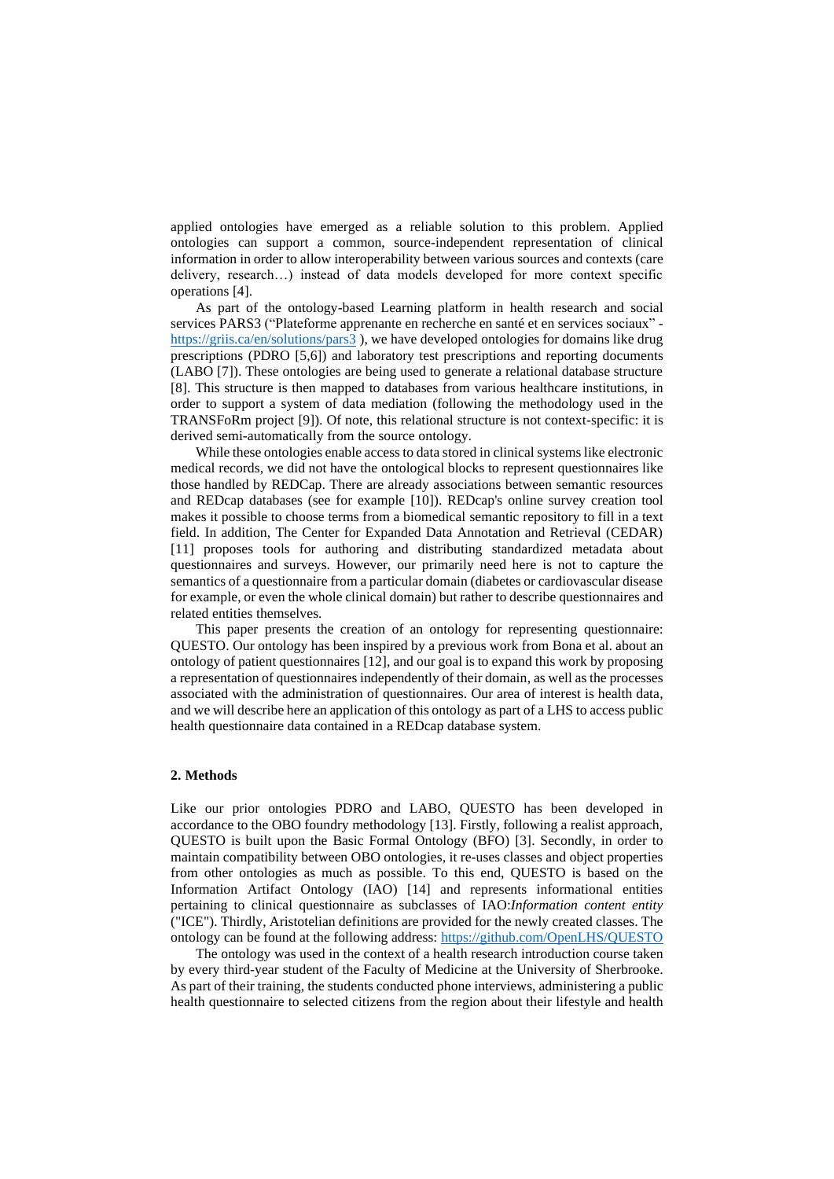applied ontologies have emerged as a reliable solution to this problem. Applied ontologies can support a common, source-independent representation of clinical information in order to allow interoperability between various sources and contexts (care delivery, research…) instead of data models developed for more context specific operations [4].

As part of the ontology-based Learning platform in health research and social services PARS3 ("Plateforme apprenante en recherche en santé et en services sociaux" - https://griis.ca/en/solutions/pars3 ), we have developed ontologies for domains like drug prescriptions (PDRO [5,6]) and laboratory test prescriptions and reporting documents (LABO [7]). These ontologies are being used to generate a relational database structure [8]. This structure is then mapped to databases from various healthcare institutions, in order to support a system of data mediation (following the methodology used in the TRANSFoRm project [9]). Of note, this relational structure is not context-specific: it is derived semi-automatically from the source ontology.

While these ontologies enable access to data stored in clinical systems like electronic medical records, we did not have the ontological blocks to represent questionnaires like those handled by REDCap. There are already associations between semantic resources and REDcap databases (see for example [10]). REDcap's online survey creation tool makes it possible to choose terms from a biomedical semantic repository to fill in a text field. In addition, The Center for Expanded Data Annotation and Retrieval (CEDAR) [11] proposes tools for authoring and distributing standardized metadata about questionnaires and surveys. However, our primarily need here is not to capture the semantics of a questionnaire from a particular domain (diabetes or cardiovascular disease for example, or even the whole clinical domain) but rather to describe questionnaires and related entities themselves.

This paper presents the creation of an ontology for representing questionnaire: QUESTO. Our ontology has been inspired by a previous work from Bona et al. about an ontology of patient questionnaires [12], and our goal is to expand this work by proposing a representation of questionnaires independently of their domain, as well as the processes associated with the administration of questionnaires. Our area of interest is health data, and we will describe here an application of this ontology as part of a LHS to access public health questionnaire data contained in a REDcap database system.

## 2. Methods

Like our prior ontologies PDRO and LABO, QUESTO has been developed in accordance to the OBO foundry methodology [13]. Firstly, following a realist approach, QUESTO is built upon the Basic Formal Ontology (BFO) [3]. Secondly, in order to maintain compatibility between OBO ontologies, it re-uses classes and object properties from other ontologies as much as possible. To this end, QUESTO is based on the Information Artifact Ontology (IAO) [14] and represents informational entities pertaining to clinical questionnaire as subclasses of IAO:*Information content entity* ("ICE"). Thirdly, Aristotelian definitions are provided for the newly created classes. The ontology can be found at the following address: https://github.com/OpenLHS/QUESTO

The ontology was used in the context of a health research introduction course taken by every third-year student of the Faculty of Medicine at the University of Sherbrooke. As part of their training, the students conducted phone interviews, administering a public health questionnaire to selected citizens from the region about their lifestyle and health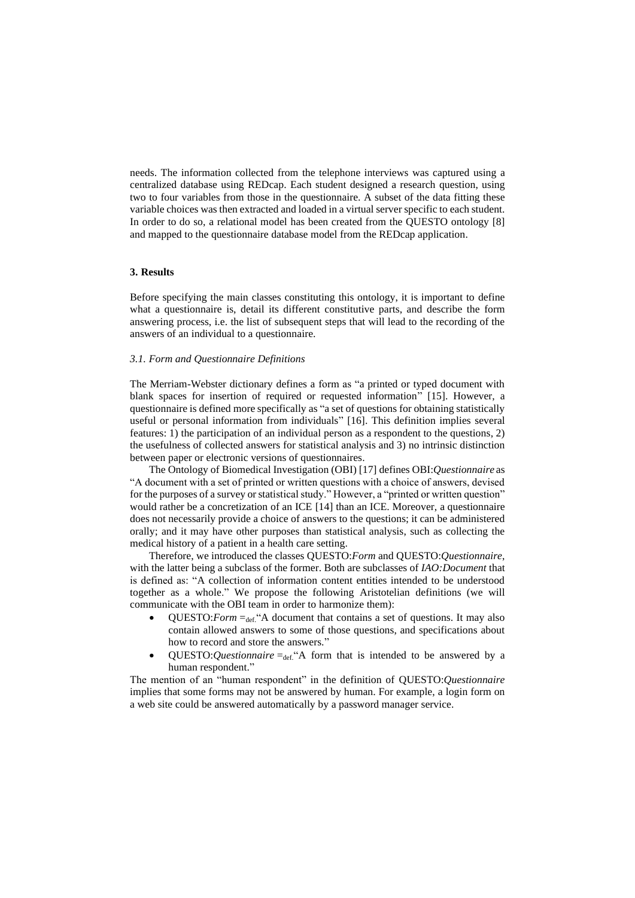needs. The information collected from the telephone interviews was captured using a centralized database using REDcap. Each student designed a research question, using two to four variables from those in the questionnaire. A subset of the data fitting these variable choices was then extracted and loaded in a virtual server specific to each student. In order to do so, a relational model has been created from the QUESTO ontology [8] and mapped to the questionnaire database model from the REDcap application.

## 3. Results

Before specifying the main classes constituting this ontology, it is important to define what a questionnaire is, detail its different constitutive parts, and describe the form answering process, i.e. the list of subsequent steps that will lead to the recording of the answers of an individual to a questionnaire.

### *3.1. Form and Questionnaire Definitions*

The Merriam-Webster dictionary defines a form as "a printed or typed document with blank spaces for insertion of required or requested information" [15]. However, a questionnaire is defined more specifically as "a set of questions for obtaining statistically useful or personal information from individuals" [16]. This definition implies several features: 1) the participation of an individual person as a respondent to the questions, 2) the usefulness of collected answers for statistical analysis and 3) no intrinsic distinction between paper or electronic versions of questionnaires.

The Ontology of Biomedical Investigation (OBI) [17] defines OBI:*Questionnaire* as "A document with a set of printed or written questions with a choice of answers, devised for the purposes of a survey or statistical study." However, a "printed or written question" would rather be a concretization of an ICE [14] than an ICE. Moreover, a questionnaire does not necessarily provide a choice of answers to the questions; it can be administered orally; and it may have other purposes than statistical analysis, such as collecting the medical history of a patient in a health care setting.

Therefore, we introduced the classes QUESTO:*Form* and QUESTO:*Questionnaire*, with the latter being a subclass of the former. Both are subclasses of *IAO:Document* that is defined as: "A collection of information content entities intended to be understood together as a whole." We propose the following Aristotelian definitions (we will communicate with the OBI team in order to harmonize them):

- QUESTO:*Form* $=_{\text{def.}}$"A document that contains a set of questions. It may also contain allowed answers to some of those questions, and specifications about how to record and store the answers."
- QUESTO:*Questionnaire* $=_{\text{def.}}$"A form that is intended to be answered by a human respondent."

The mention of an "human respondent" in the definition of QUESTO:*Questionnaire* implies that some forms may not be answered by human. For example, a login form on a web site could be answered automatically by a password manager service.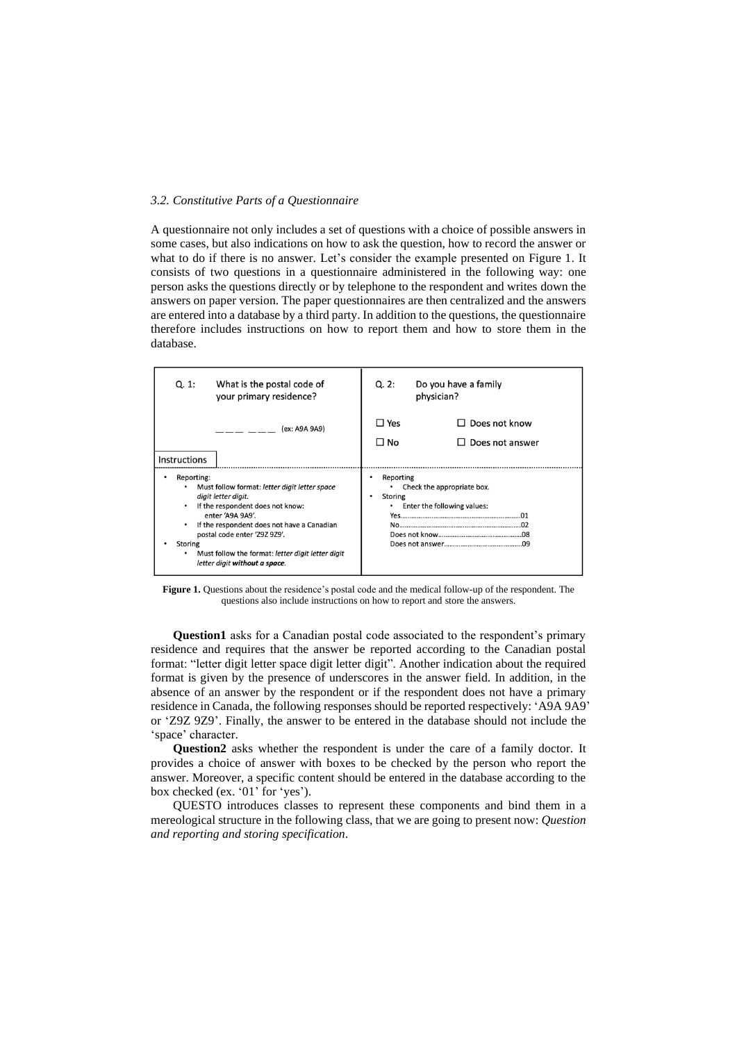### 3.2. Constitutive Parts of a Questionnaire

A questionnaire not only includes a set of questions with a choice of possible answers in some cases, but also indications on how to ask the question, how to record the answer or what to do if there is no answer. Let's consider the example presented on Figure 1. It consists of two questions in a questionnaire administered in the following way: one person asks the questions directly or by telephone to the respondent and writes down the answers on paper version. The paper questionnaires are then centralized and the answers are entered into a database by a third party. In addition to the questions, the questionnaire therefore includes instructions on how to report them and how to store them in the database.

| Q. 1: What is the postal code of your primary residence? | Q. 2: Do you have a family physician? |
|---|---|
| ___ ___ (ex: A9A 9A9) | ☐ Yes ☐ Does not know<br>☐ No ☐ Does not answer |
| **Instructions** | |
| • Reporting:<br>  • Must follow format: *letter digit letter space digit letter digit.*<br>  • If the respondent does not know: enter 'A9A 9A9'.<br>  • If the respondent does not have a Canadian postal code enter 'Z9Z 9Z9'.<br>• Storing<br>  • Must follow the format: *letter digit letter digit letter digit* ***without a space***. | • Reporting<br>  • Check the appropriate box.<br>• Storing<br>  • Enter the following values:<br>Yes......01<br>No......02<br>Does not know......08<br>Does not answer......09 |

**Figure 1.** Questions about the residence's postal code and the medical follow-up of the respondent. The questions also include instructions on how to report and store the answers.

**Question1** asks for a Canadian postal code associated to the respondent's primary residence and requires that the answer be reported according to the Canadian postal format: "letter digit letter space digit letter digit". Another indication about the required format is given by the presence of underscores in the answer field. In addition, in the absence of an answer by the respondent or if the respondent does not have a primary residence in Canada, the following responses should be reported respectively: 'A9A 9A9' or 'Z9Z 9Z9'. Finally, the answer to be entered in the database should not include the 'space' character.

**Question2** asks whether the respondent is under the care of a family doctor. It provides a choice of answer with boxes to be checked by the person who report the answer. Moreover, a specific content should be entered in the database according to the box checked (ex. '01' for 'yes').

QUESTO introduces classes to represent these components and bind them in a mereological structure in the following class, that we are going to present now: *Question and reporting and storing specification*.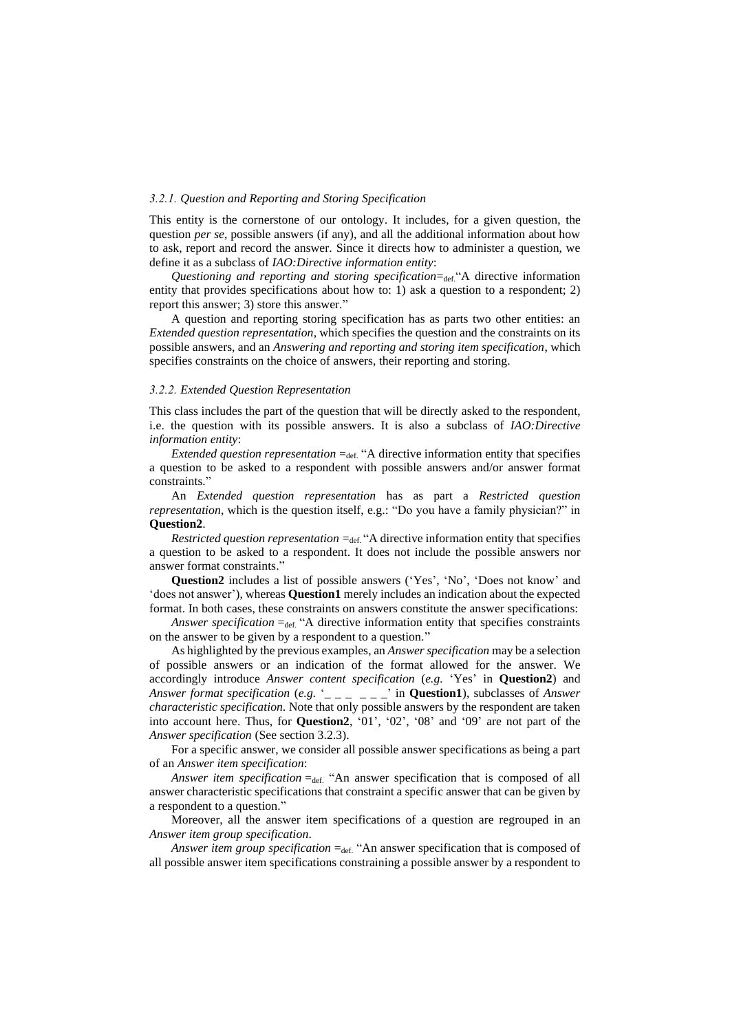### *3.2.1. Question and Reporting and Storing Specification*

This entity is the cornerstone of our ontology. It includes, for a given question, the question *per se*, possible answers (if any), and all the additional information about how to ask, report and record the answer. Since it directs how to administer a question, we define it as a subclass of *IAO:Directive information entity*:

*Questioning and reporting and storing specification*=$_{\text{def.}}$"A directive information entity that provides specifications about how to: 1) ask a question to a respondent; 2) report this answer; 3) store this answer."

A question and reporting storing specification has as parts two other entities: an *Extended question representation*, which specifies the question and the constraints on its possible answers, and an *Answering and reporting and storing item specification*, which specifies constraints on the choice of answers, their reporting and storing.

### *3.2.2. Extended Question Representation*

This class includes the part of the question that will be directly asked to the respondent, i.e. the question with its possible answers. It is also a subclass of *IAO:Directive information entity*:

*Extended question representation* =$_{\text{def.}}$ "A directive information entity that specifies a question to be asked to a respondent with possible answers and/or answer format constraints."

An *Extended question representation* has as part a *Restricted question representation*, which is the question itself, e.g.: "Do you have a family physician?" in **Question2**.

*Restricted question representation* =$_{\text{def.}}$ "A directive information entity that specifies a question to be asked to a respondent. It does not include the possible answers nor answer format constraints."

**Question2** includes a list of possible answers ('Yes', 'No', 'Does not know' and 'does not answer'), whereas **Question1** merely includes an indication about the expected format. In both cases, these constraints on answers constitute the answer specifications:

*Answer specification* =$_{\text{def.}}$ "A directive information entity that specifies constraints on the answer to be given by a respondent to a question."

As highlighted by the previous examples, an *Answer specification* may be a selection of possible answers or an indication of the format allowed for the answer. We accordingly introduce *Answer content specification* (*e.g.* 'Yes' in **Question2**) and *Answer format specification* (*e.g.* '_ _ _ _ _ _' in **Question1**), subclasses of *Answer characteristic specification*. Note that only possible answers by the respondent are taken into account here. Thus, for **Question2**, '01', '02', '08' and '09' are not part of the *Answer specification* (See section 3.2.3).

For a specific answer, we consider all possible answer specifications as being a part of an *Answer item specification*:

*Answer item specification* =$_{\text{def.}}$ "An answer specification that is composed of all answer characteristic specifications that constraint a specific answer that can be given by a respondent to a question."

Moreover, all the answer item specifications of a question are regrouped in an *Answer item group specification*.

*Answer item group specification* =$_{\text{def.}}$ "An answer specification that is composed of all possible answer item specifications constraining a possible answer by a respondent to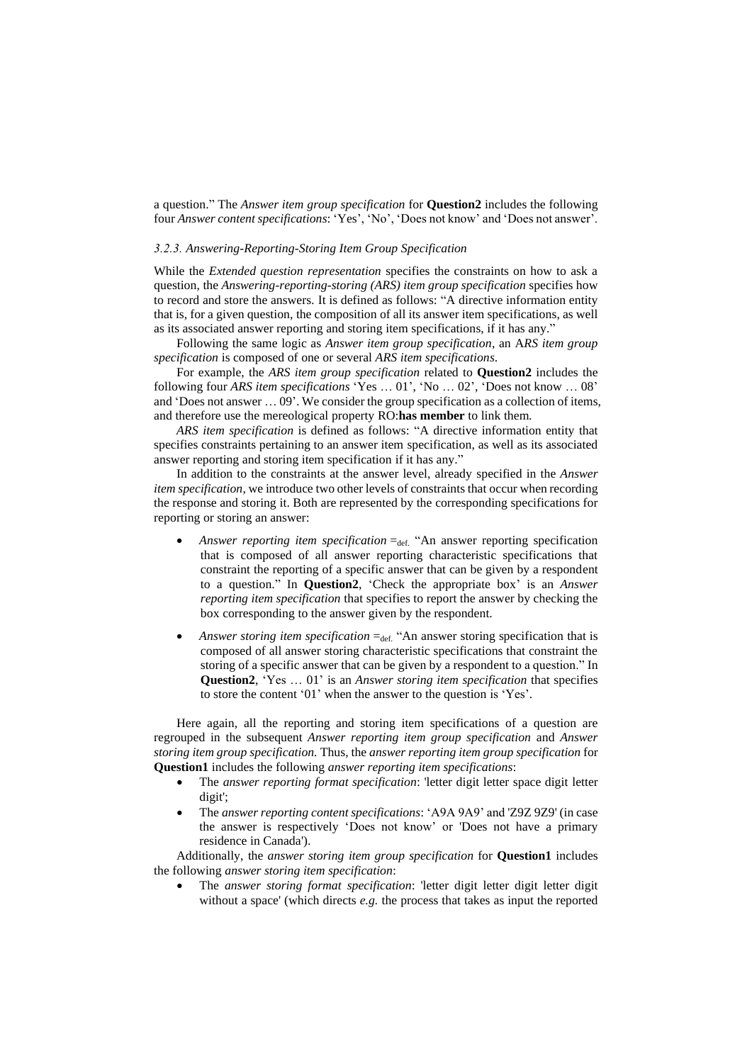a question." The *Answer item group specification* for **Question2** includes the following four *Answer content specifications*: 'Yes', 'No', 'Does not know' and 'Does not answer'.

### *3.2.3. Answering-Reporting-Storing Item Group Specification*

While the *Extended question representation* specifies the constraints on how to ask a question, the *Answering-reporting-storing (ARS) item group specification* specifies how to record and store the answers. It is defined as follows: "A directive information entity that is, for a given question, the composition of all its answer item specifications, as well as its associated answer reporting and storing item specifications, if it has any."

Following the same logic as *Answer item group specification*, an A*RS item group specification* is composed of one or several *ARS item specifications*.

For example, the *ARS item group specification* related to **Question2** includes the following four *ARS item specifications* 'Yes … 01', 'No … 02', 'Does not know … 08' and 'Does not answer … 09'. We consider the group specification as a collection of items, and therefore use the mereological property RO:**has member** to link them.

*ARS item specification* is defined as follows: "A directive information entity that specifies constraints pertaining to an answer item specification, as well as its associated answer reporting and storing item specification if it has any."

In addition to the constraints at the answer level, already specified in the *Answer item specification*, we introduce two other levels of constraints that occur when recording the response and storing it. Both are represented by the corresponding specifications for reporting or storing an answer:

- *Answer reporting item specification* $=_{\text{def.}}$ "An answer reporting specification that is composed of all answer reporting characteristic specifications that constraint the reporting of a specific answer that can be given by a respondent to a question." In **Question2**, 'Check the appropriate box' is an *Answer reporting item specification* that specifies to report the answer by checking the box corresponding to the answer given by the respondent.
- *Answer storing item specification* $=_{\text{def.}}$ "An answer storing specification that is composed of all answer storing characteristic specifications that constraint the storing of a specific answer that can be given by a respondent to a question." In **Question2**, 'Yes … 01' is an *Answer storing item specification* that specifies to store the content '01' when the answer to the question is 'Yes'.

Here again, all the reporting and storing item specifications of a question are regrouped in the subsequent *Answer reporting item group specification* and *Answer storing item group specification.* Thus, the *answer reporting item group specification* for **Question1** includes the following *answer reporting item specifications*:

- The *answer reporting format specification*: 'letter digit letter space digit letter digit';
- The *answer reporting content specifications*: 'A9A 9A9' and 'Z9Z 9Z9' (in case the answer is respectively 'Does not know' or 'Does not have a primary residence in Canada').

Additionally, the *answer storing item group specification* for **Question1** includes the following *answer storing item specification*:

- The *answer storing format specification*: 'letter digit letter digit letter digit without a space' (which directs *e.g.* the process that takes as input the reported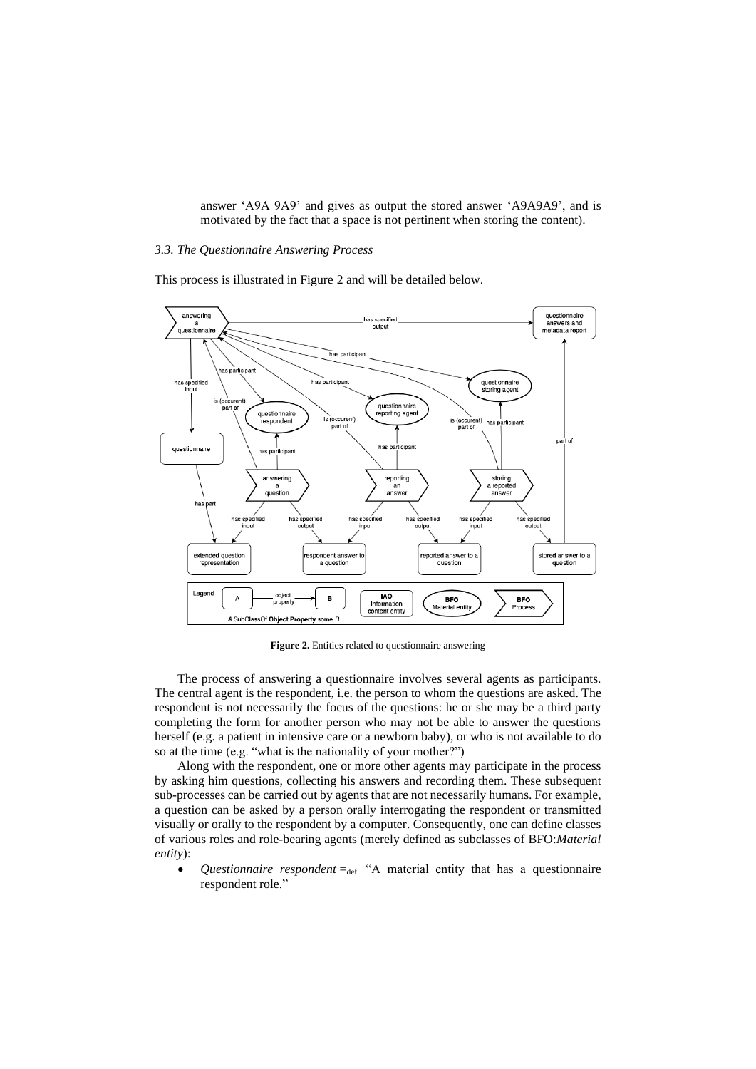answer 'A9A 9A9' and gives as output the stored answer 'A9A9A9', and is motivated by the fact that a space is not pertinent when storing the content).

### 3.3. The Questionnaire Answering Process

This process is illustrated in Figure 2 and will be detailed below.

**Figure 2.** Entities related to questionnaire answering

The process of answering a questionnaire involves several agents as participants. The central agent is the respondent, i.e. the person to whom the questions are asked. The respondent is not necessarily the focus of the questions: he or she may be a third party completing the form for another person who may not be able to answer the questions herself (e.g. a patient in intensive care or a newborn baby), or who is not available to do so at the time (e.g. "what is the nationality of your mother?")

Along with the respondent, one or more other agents may participate in the process by asking him questions, collecting his answers and recording them. These subsequent sub-processes can be carried out by agents that are not necessarily humans. For example, a question can be asked by a person orally interrogating the respondent or transmitted visually or orally to the respondent by a computer. Consequently, one can define classes of various roles and role-bearing agents (merely defined as subclasses of BFO:*Material entity*):

- *Questionnaire respondent* $=_{\text{def.}}$ "A material entity that has a questionnaire respondent role."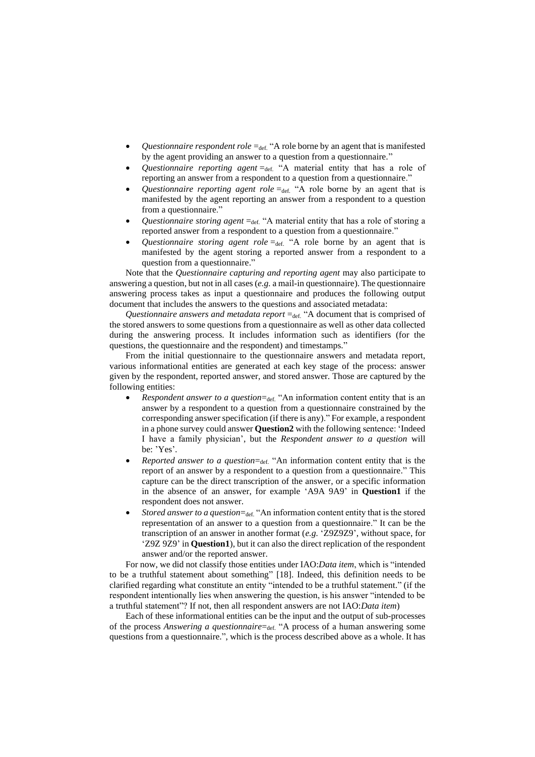- *Questionnaire respondent role* $=_{\text{def.}}$ "A role borne by an agent that is manifested by the agent providing an answer to a question from a questionnaire."
- *Questionnaire reporting agent* $=_{\text{def.}}$ "A material entity that has a role of reporting an answer from a respondent to a question from a questionnaire."
- *Questionnaire reporting agent role* $=_{\text{def.}}$ "A role borne by an agent that is manifested by the agent reporting an answer from a respondent to a question from a questionnaire."
- *Questionnaire storing agent* $=_{\text{def.}}$ "A material entity that has a role of storing a reported answer from a respondent to a question from a questionnaire."
- *Questionnaire storing agent role* $=_{\text{def.}}$ "A role borne by an agent that is manifested by the agent storing a reported answer from a respondent to a question from a questionnaire."

Note that the *Questionnaire capturing and reporting agent* may also participate to answering a question, but not in all cases (*e.g.* a mail-in questionnaire). The questionnaire answering process takes as input a questionnaire and produces the following output document that includes the answers to the questions and associated metadata:

*Questionnaire answers and metadata report* $=_{\text{def.}}$ "A document that is comprised of the stored answers to some questions from a questionnaire as well as other data collected during the answering process. It includes information such as identifiers (for the questions, the questionnaire and the respondent) and timestamps."

From the initial questionnaire to the questionnaire answers and metadata report, various informational entities are generated at each key stage of the process: answer given by the respondent, reported answer, and stored answer. Those are captured by the following entities:

- *Respondent answer to a question*$=_{\text{def.}}$ "An information content entity that is an answer by a respondent to a question from a questionnaire constrained by the corresponding answer specification (if there is any)." For example, a respondent in a phone survey could answer **Question2** with the following sentence: 'Indeed I have a family physician', but the *Respondent answer to a question* will be: 'Yes'.
- *Reported answer to a question*$=_{\text{def.}}$ "An information content entity that is the report of an answer by a respondent to a question from a questionnaire." This capture can be the direct transcription of the answer, or a specific information in the absence of an answer, for example 'A9A 9A9' in **Question1** if the respondent does not answer.
- *Stored answer to a question*$=_{\text{def.}}$ "An information content entity that is the stored representation of an answer to a question from a questionnaire." It can be the transcription of an answer in another format (*e.g.* 'Z9Z9Z9', without space, for 'Z9Z 9Z9' in **Question1**), but it can also the direct replication of the respondent answer and/or the reported answer.

For now, we did not classify those entities under IAO:*Data item*, which is "intended to be a truthful statement about something" [18]. Indeed, this definition needs to be clarified regarding what constitute an entity "intended to be a truthful statement." (if the respondent intentionally lies when answering the question, is his answer "intended to be a truthful statement"? If not, then all respondent answers are not IAO:*Data item*)

Each of these informational entities can be the input and the output of sub-processes of the process *Answering a questionnaire*$=_{\text{def.}}$ "A process of a human answering some questions from a questionnaire.", which is the process described above as a whole. It has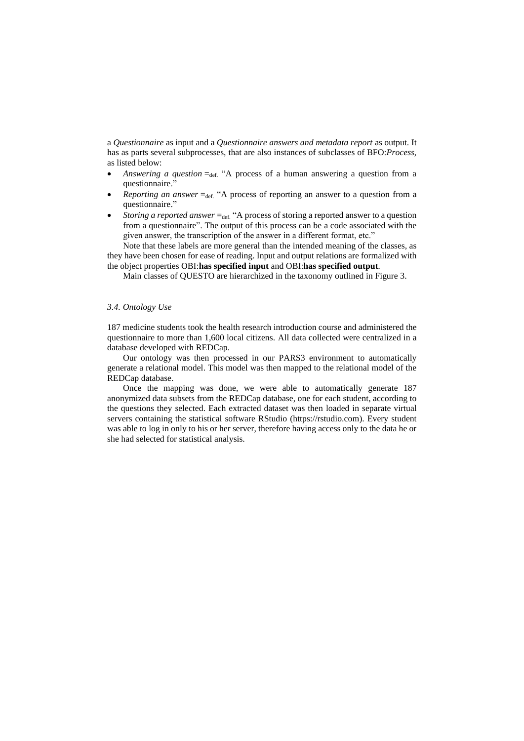a *Questionnaire* as input and a *Questionnaire answers and metadata report* as output. It has as parts several subprocesses, that are also instances of subclasses of BFO:*Process*, as listed below:

- *Answering a question* $=_{\text{def.}}$ “A process of a human answering a question from a questionnaire.”
- *Reporting an answer* $=_{\text{def.}}$ “A process of reporting an answer to a question from a questionnaire.”
- *Storing a reported answer* $=_{\text{def.}}$ “A process of storing a reported answer to a question from a questionnaire”. The output of this process can be a code associated with the given answer, the transcription of the answer in a different format, etc.”

Note that these labels are more general than the intended meaning of the classes, as they have been chosen for ease of reading. Input and output relations are formalized with the object properties OBI:**has specified input** and OBI:**has specified output**.

Main classes of QUESTO are hierarchized in the taxonomy outlined in Figure 3.

### *3.4. Ontology Use*

187 medicine students took the health research introduction course and administered the questionnaire to more than 1,600 local citizens. All data collected were centralized in a database developed with REDCap.

Our ontology was then processed in our PARS3 environment to automatically generate a relational model. This model was then mapped to the relational model of the REDCap database.

Once the mapping was done, we were able to automatically generate 187 anonymized data subsets from the REDCap database, one for each student, according to the questions they selected. Each extracted dataset was then loaded in separate virtual servers containing the statistical software RStudio (https://rstudio.com). Every student was able to log in only to his or her server, therefore having access only to the data he or she had selected for statistical analysis.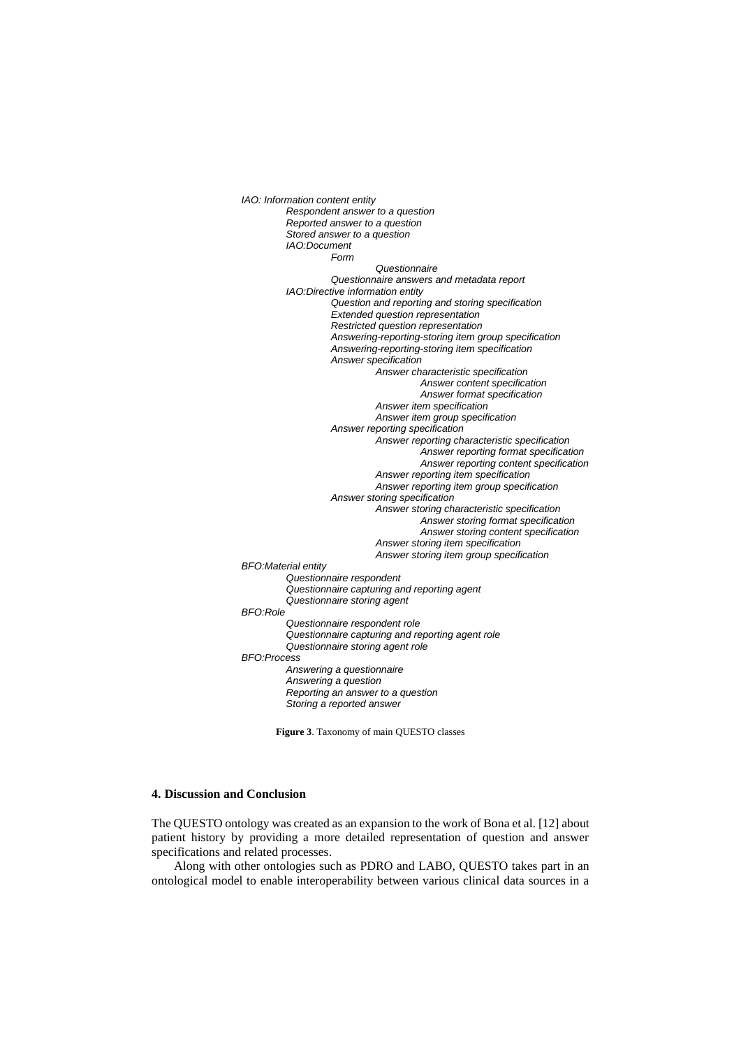*IAO: Information content entity*
- *Respondent answer to a question*
- *Reported answer to a question*
- *Stored answer to a question*
- *IAO:Document*
  - *Form*
    - *Questionnaire*
  - *Questionnaire answers and metadata report*
- *IAO:Directive information entity*
  - *Question and reporting and storing specification*
  - *Extended question representation*
  - *Restricted question representation*
  - *Answering-reporting-storing item group specification*
  - *Answering-reporting-storing item specification*
  - *Answer specification*
    - *Answer characteristic specification*
      - *Answer content specification*
      - *Answer format specification*
    - *Answer item specification*
    - *Answer item group specification*
  - *Answer reporting specification*
    - *Answer reporting characteristic specification*
      - *Answer reporting format specification*
      - *Answer reporting content specification*
    - *Answer reporting item specification*
    - *Answer reporting item group specification*
  - *Answer storing specification*
    - *Answer storing characteristic specification*
      - *Answer storing format specification*
      - *Answer storing content specification*
    - *Answer storing item specification*
    - *Answer storing item group specification*

*BFO:Material entity*
- *Questionnaire respondent*
- *Questionnaire capturing and reporting agent*
- *Questionnaire storing agent*

*BFO:Role*
- *Questionnaire respondent role*
- *Questionnaire capturing and reporting agent role*
- *Questionnaire storing agent role*

*BFO:Process*
- *Answering a questionnaire*
- *Answering a question*
- *Reporting an answer to a question*
- *Storing a reported answer*

**Figure 3**. Taxonomy of main QUESTO classes

## 4. Discussion and Conclusion

The QUESTO ontology was created as an expansion to the work of Bona et al. [12] about patient history by providing a more detailed representation of question and answer specifications and related processes.

Along with other ontologies such as PDRO and LABO, QUESTO takes part in an ontological model to enable interoperability between various clinical data sources in a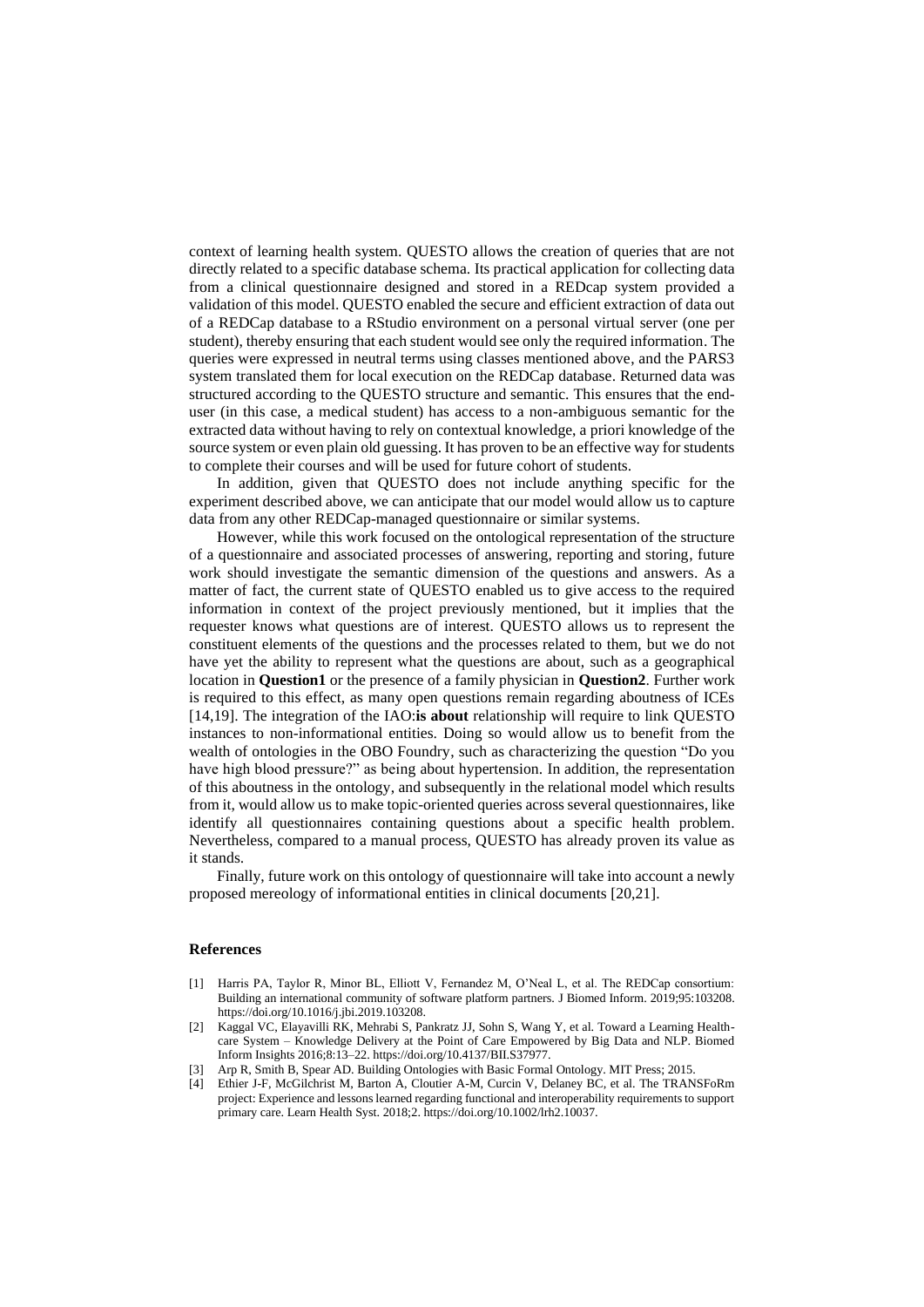context of learning health system. QUESTO allows the creation of queries that are not directly related to a specific database schema. Its practical application for collecting data from a clinical questionnaire designed and stored in a REDcap system provided a validation of this model. QUESTO enabled the secure and efficient extraction of data out of a REDCap database to a RStudio environment on a personal virtual server (one per student), thereby ensuring that each student would see only the required information. The queries were expressed in neutral terms using classes mentioned above, and the PARS3 system translated them for local execution on the REDCap database. Returned data was structured according to the QUESTO structure and semantic. This ensures that the end-user (in this case, a medical student) has access to a non-ambiguous semantic for the extracted data without having to rely on contextual knowledge, a priori knowledge of the source system or even plain old guessing. It has proven to be an effective way for students to complete their courses and will be used for future cohort of students.

In addition, given that QUESTO does not include anything specific for the experiment described above, we can anticipate that our model would allow us to capture data from any other REDCap-managed questionnaire or similar systems.

However, while this work focused on the ontological representation of the structure of a questionnaire and associated processes of answering, reporting and storing, future work should investigate the semantic dimension of the questions and answers. As a matter of fact, the current state of QUESTO enabled us to give access to the required information in context of the project previously mentioned, but it implies that the requester knows what questions are of interest. QUESTO allows us to represent the constituent elements of the questions and the processes related to them, but we do not have yet the ability to represent what the questions are about, such as a geographical location in **Question1** or the presence of a family physician in **Question2**. Further work is required to this effect, as many open questions remain regarding aboutness of ICEs [14,19]. The integration of the IAO:**is about** relationship will require to link QUESTO instances to non-informational entities. Doing so would allow us to benefit from the wealth of ontologies in the OBO Foundry, such as characterizing the question "Do you have high blood pressure?" as being about hypertension. In addition, the representation of this aboutness in the ontology, and subsequently in the relational model which results from it, would allow us to make topic-oriented queries across several questionnaires, like identify all questionnaires containing questions about a specific health problem. Nevertheless, compared to a manual process, QUESTO has already proven its value as it stands.

Finally, future work on this ontology of questionnaire will take into account a newly proposed mereology of informational entities in clinical documents [20,21].

## References

[1] Harris PA, Taylor R, Minor BL, Elliott V, Fernandez M, O'Neal L, et al. The REDCap consortium: Building an international community of software platform partners. J Biomed Inform. 2019;95:103208. https://doi.org/10.1016/j.jbi.2019.103208.

[2] Kaggal VC, Elayavilli RK, Mehrabi S, Pankratz JJ, Sohn S, Wang Y, et al. Toward a Learning Health-care System – Knowledge Delivery at the Point of Care Empowered by Big Data and NLP. Biomed Inform Insights 2016;8:13–22. https://doi.org/10.4137/BII.S37977.

[3] Arp R, Smith B, Spear AD. Building Ontologies with Basic Formal Ontology. MIT Press; 2015.

[4] Ethier J-F, McGilchrist M, Barton A, Cloutier A-M, Curcin V, Delaney BC, et al. The TRANSFoRm project: Experience and lessons learned regarding functional and interoperability requirements to support primary care. Learn Health Syst. 2018;2. https://doi.org/10.1002/lrh2.10037.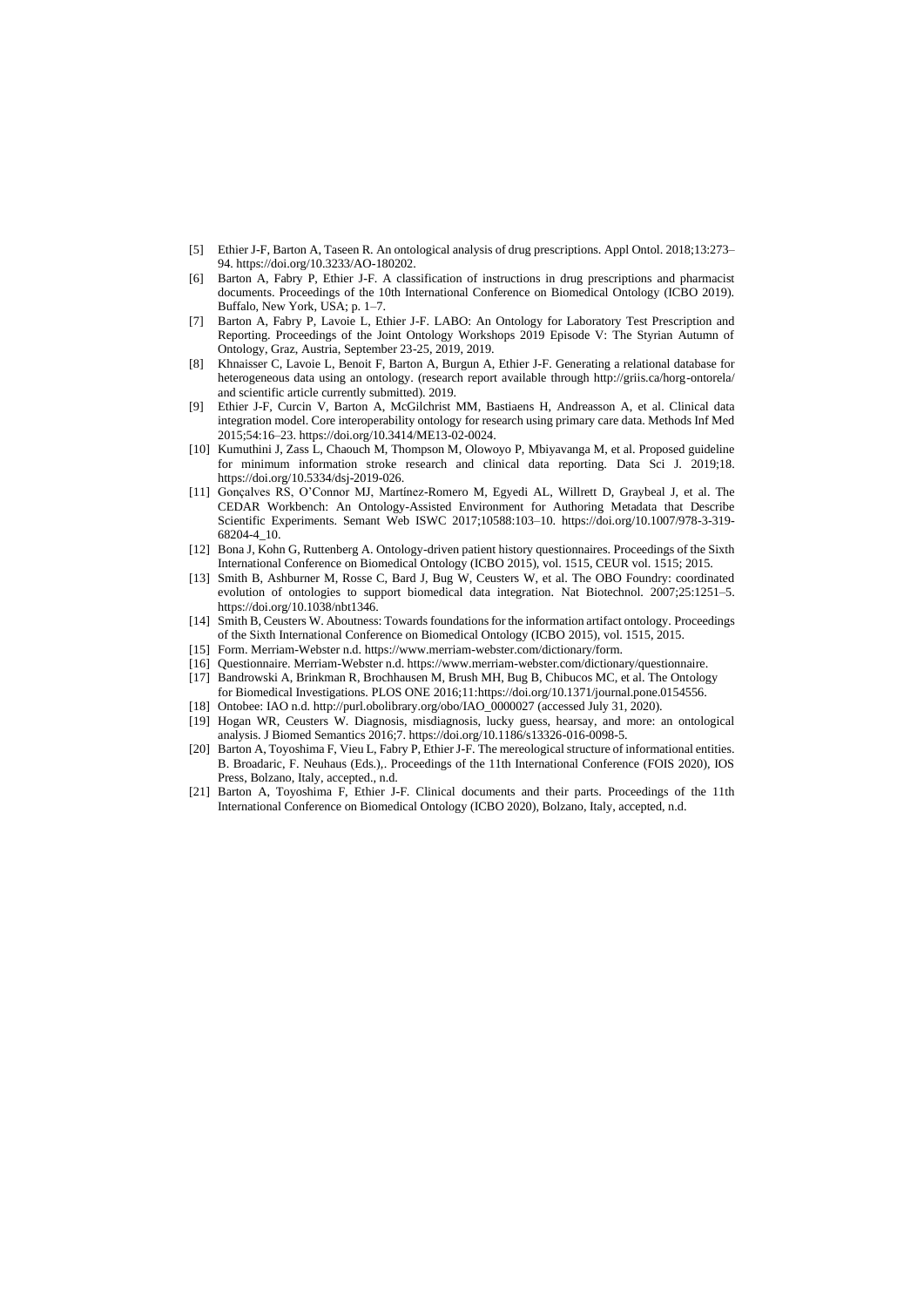[5] Ethier J-F, Barton A, Taseen R. An ontological analysis of drug prescriptions. Appl Ontol. 2018;13:273–94. https://doi.org/10.3233/AO-180202.

[6] Barton A, Fabry P, Ethier J-F. A classification of instructions in drug prescriptions and pharmacist documents. Proceedings of the 10th International Conference on Biomedical Ontology (ICBO 2019). Buffalo, New York, USA; p. 1–7.

[7] Barton A, Fabry P, Lavoie L, Ethier J-F. LABO: An Ontology for Laboratory Test Prescription and Reporting. Proceedings of the Joint Ontology Workshops 2019 Episode V: The Styrian Autumn of Ontology, Graz, Austria, September 23-25, 2019, 2019.

[8] Khnaisser C, Lavoie L, Benoit F, Barton A, Burgun A, Ethier J-F. Generating a relational database for heterogeneous data using an ontology. (research report available through http://griis.ca/horg-ontorela/ and scientific article currently submitted). 2019.

[9] Ethier J-F, Curcin V, Barton A, McGilchrist MM, Bastiaens H, Andreasson A, et al. Clinical data integration model. Core interoperability ontology for research using primary care data. Methods Inf Med 2015;54:16–23. https://doi.org/10.3414/ME13-02-0024.

[10] Kumuthini J, Zass L, Chaouch M, Thompson M, Olowoyo P, Mbiyavanga M, et al. Proposed guideline for minimum information stroke research and clinical data reporting. Data Sci J. 2019;18. https://doi.org/10.5334/dsj-2019-026.

[11] Gonçalves RS, O'Connor MJ, Martínez-Romero M, Egyedi AL, Willrett D, Graybeal J, et al. The CEDAR Workbench: An Ontology-Assisted Environment for Authoring Metadata that Describe Scientific Experiments. Semant Web ISWC 2017;10588:103–10. https://doi.org/10.1007/978-3-319-68204-4_10.

[12] Bona J, Kohn G, Ruttenberg A. Ontology-driven patient history questionnaires. Proceedings of the Sixth International Conference on Biomedical Ontology (ICBO 2015), vol. 1515, CEUR vol. 1515; 2015.

[13] Smith B, Ashburner M, Rosse C, Bard J, Bug W, Ceusters W, et al. The OBO Foundry: coordinated evolution of ontologies to support biomedical data integration. Nat Biotechnol. 2007;25:1251–5. https://doi.org/10.1038/nbt1346.

[14] Smith B, Ceusters W. Aboutness: Towards foundations for the information artifact ontology. Proceedings of the Sixth International Conference on Biomedical Ontology (ICBO 2015), vol. 1515, 2015.

[15] Form. Merriam-Webster n.d. https://www.merriam-webster.com/dictionary/form.

[16] Questionnaire. Merriam-Webster n.d. https://www.merriam-webster.com/dictionary/questionnaire.

[17] Bandrowski A, Brinkman R, Brochhausen M, Brush MH, Bug B, Chibucos MC, et al. The Ontology for Biomedical Investigations. PLOS ONE 2016;11:https://doi.org/10.1371/journal.pone.0154556.

[18] Ontobee: IAO n.d. http://purl.obolibrary.org/obo/IAO_0000027 (accessed July 31, 2020).

[19] Hogan WR, Ceusters W. Diagnosis, misdiagnosis, lucky guess, hearsay, and more: an ontological analysis. J Biomed Semantics 2016;7. https://doi.org/10.1186/s13326-016-0098-5.

[20] Barton A, Toyoshima F, Vieu L, Fabry P, Ethier J-F. The mereological structure of informational entities. B. Broadaric, F. Neuhaus (Eds.),. Proceedings of the 11th International Conference (FOIS 2020), IOS Press, Bolzano, Italy, accepted., n.d.

[21] Barton A, Toyoshima F, Ethier J-F. Clinical documents and their parts. Proceedings of the 11th International Conference on Biomedical Ontology (ICBO 2020), Bolzano, Italy, accepted, n.d.